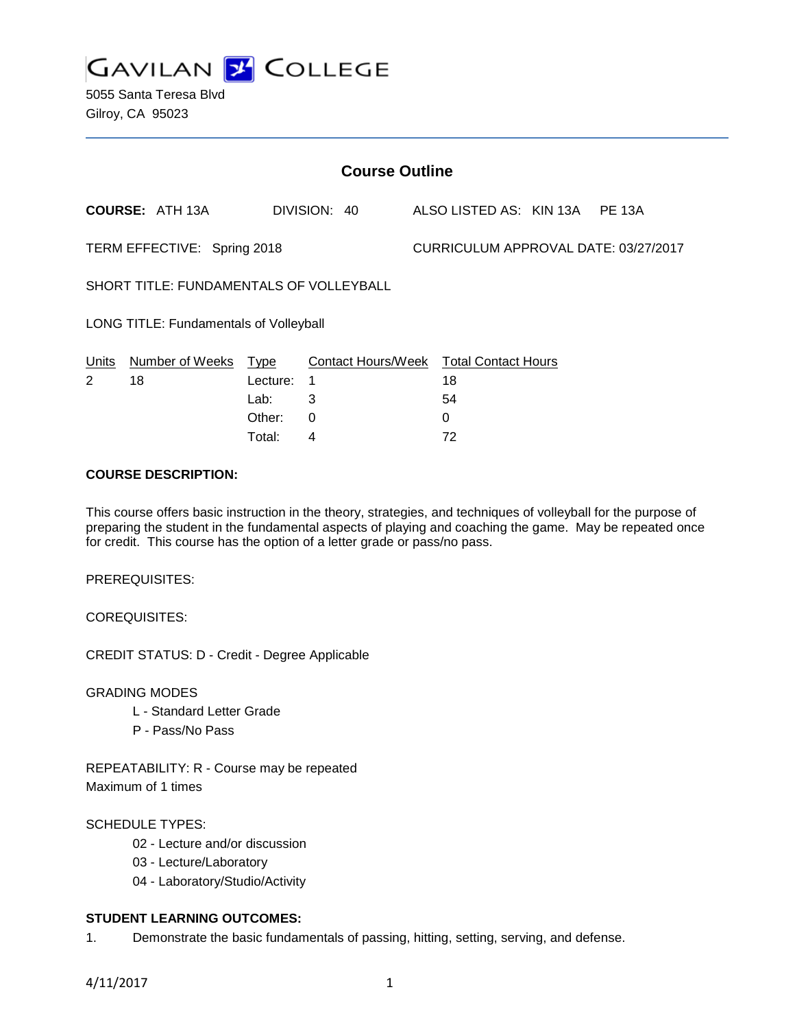GAVILAN COLLEGE

5055 Santa Teresa Blvd
Gilroy, CA 95023

## Course Outline

**COURSE:** ATH 13A DIVISION: 40 ALSO LISTED AS: KIN 13A PE 13A

TERM EFFECTIVE: Spring 2018 CURRICULUM APPROVAL DATE: 03/27/2017

SHORT TITLE: FUNDAMENTALS OF VOLLEYBALL

LONG TITLE: Fundamentals of Volleyball

| Units | Number of Weeks | Type | Contact Hours/Week | Total Contact Hours |
|---|---|---|---|---|
| 2 | 18 | Lecture: | 1 | 18 |
| | | Lab: | 3 | 54 |
| | | Other: | 0 | 0 |
| | | Total: | 4 | 72 |

**COURSE DESCRIPTION:**

This course offers basic instruction in the theory, strategies, and techniques of volleyball for the purpose of preparing the student in the fundamental aspects of playing and coaching the game. May be repeated once for credit. This course has the option of a letter grade or pass/no pass.

PREREQUISITES:

COREQUISITES:

CREDIT STATUS: D - Credit - Degree Applicable

GRADING MODES

- L - Standard Letter Grade
- P - Pass/No Pass

REPEATABILITY: R - Course may be repeated
Maximum of 1 times

SCHEDULE TYPES:

- 02 - Lecture and/or discussion
- 03 - Lecture/Laboratory
- 04 - Laboratory/Studio/Activity

**STUDENT LEARNING OUTCOMES:**

1. Demonstrate the basic fundamentals of passing, hitting, setting, serving, and defense.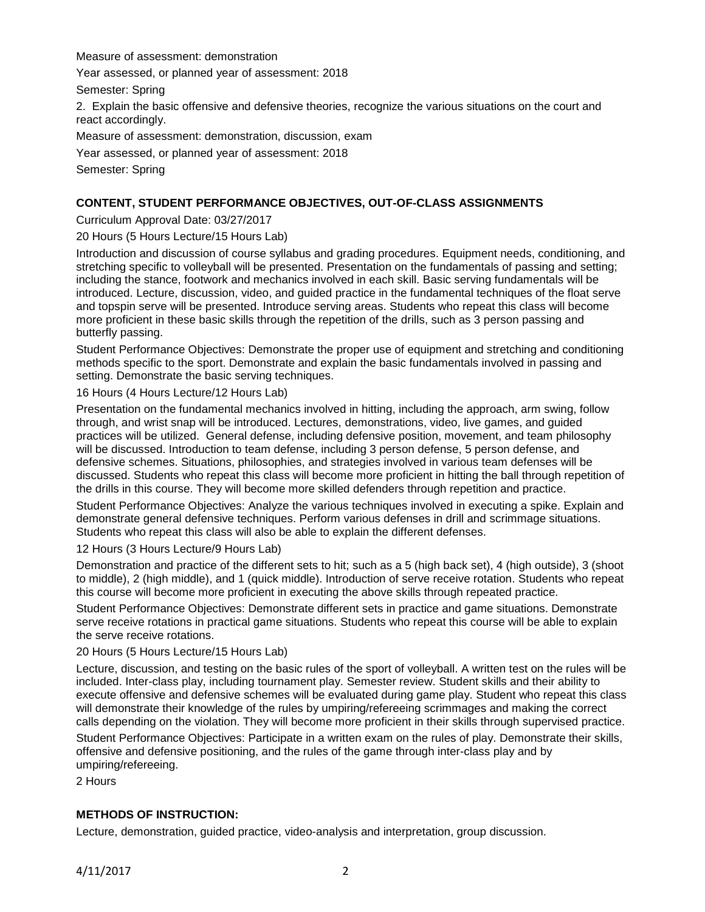Measure of assessment: demonstration

Year assessed, or planned year of assessment: 2018

Semester: Spring

2. Explain the basic offensive and defensive theories, recognize the various situations on the court and react accordingly.

Measure of assessment: demonstration, discussion, exam

Year assessed, or planned year of assessment: 2018

Semester: Spring

## CONTENT, STUDENT PERFORMANCE OBJECTIVES, OUT-OF-CLASS ASSIGNMENTS

Curriculum Approval Date: 03/27/2017

20 Hours (5 Hours Lecture/15 Hours Lab)

Introduction and discussion of course syllabus and grading procedures. Equipment needs, conditioning, and stretching specific to volleyball will be presented. Presentation on the fundamentals of passing and setting; including the stance, footwork and mechanics involved in each skill. Basic serving fundamentals will be introduced. Lecture, discussion, video, and guided practice in the fundamental techniques of the float serve and topspin serve will be presented. Introduce serving areas. Students who repeat this class will become more proficient in these basic skills through the repetition of the drills, such as 3 person passing and butterfly passing.

Student Performance Objectives: Demonstrate the proper use of equipment and stretching and conditioning methods specific to the sport. Demonstrate and explain the basic fundamentals involved in passing and setting. Demonstrate the basic serving techniques.

16 Hours (4 Hours Lecture/12 Hours Lab)

Presentation on the fundamental mechanics involved in hitting, including the approach, arm swing, follow through, and wrist snap will be introduced. Lectures, demonstrations, video, live games, and guided practices will be utilized. General defense, including defensive position, movement, and team philosophy will be discussed. Introduction to team defense, including 3 person defense, 5 person defense, and defensive schemes. Situations, philosophies, and strategies involved in various team defenses will be discussed. Students who repeat this class will become more proficient in hitting the ball through repetition of the drills in this course. They will become more skilled defenders through repetition and practice.

Student Performance Objectives: Analyze the various techniques involved in executing a spike. Explain and demonstrate general defensive techniques. Perform various defenses in drill and scrimmage situations. Students who repeat this class will also be able to explain the different defenses.

12 Hours (3 Hours Lecture/9 Hours Lab)

Demonstration and practice of the different sets to hit; such as a 5 (high back set), 4 (high outside), 3 (shoot to middle), 2 (high middle), and 1 (quick middle). Introduction of serve receive rotation. Students who repeat this course will become more proficient in executing the above skills through repeated practice.

Student Performance Objectives: Demonstrate different sets in practice and game situations. Demonstrate serve receive rotations in practical game situations. Students who repeat this course will be able to explain the serve receive rotations.

20 Hours (5 Hours Lecture/15 Hours Lab)

Lecture, discussion, and testing on the basic rules of the sport of volleyball. A written test on the rules will be included. Inter-class play, including tournament play. Semester review. Student skills and their ability to execute offensive and defensive schemes will be evaluated during game play. Student who repeat this class will demonstrate their knowledge of the rules by umpiring/refereeing scrimmages and making the correct calls depending on the violation. They will become more proficient in their skills through supervised practice.

Student Performance Objectives: Participate in a written exam on the rules of play. Demonstrate their skills, offensive and defensive positioning, and the rules of the game through inter-class play and by umpiring/refereeing.

2 Hours

## METHODS OF INSTRUCTION:

Lecture, demonstration, guided practice, video-analysis and interpretation, group discussion.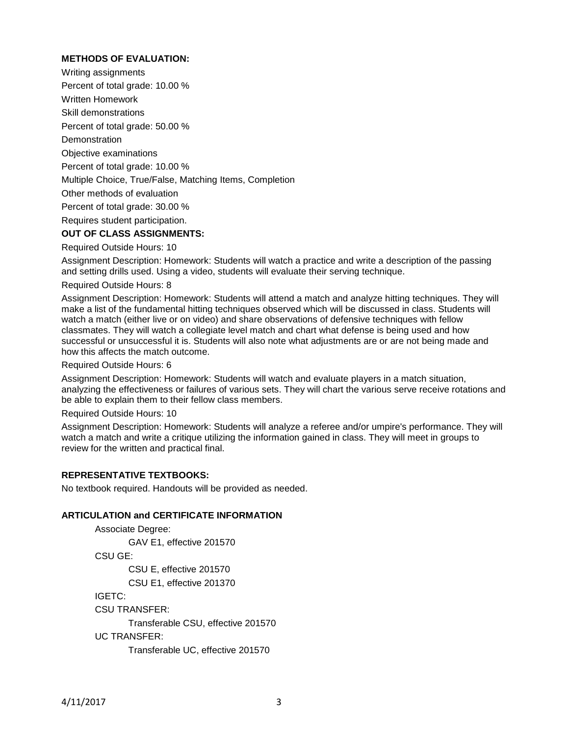**METHODS OF EVALUATION:**

Writing assignments

Percent of total grade: 10.00 %

Written Homework

Skill demonstrations

Percent of total grade: 50.00 %

Demonstration

Objective examinations

Percent of total grade: 10.00 %

Multiple Choice, True/False, Matching Items, Completion

Other methods of evaluation

Percent of total grade: 30.00 %

Requires student participation.

**OUT OF CLASS ASSIGNMENTS:**

Required Outside Hours: 10

Assignment Description: Homework: Students will watch a practice and write a description of the passing and setting drills used. Using a video, students will evaluate their serving technique.

Required Outside Hours: 8

Assignment Description: Homework: Students will attend a match and analyze hitting techniques. They will make a list of the fundamental hitting techniques observed which will be discussed in class. Students will watch a match (either live or on video) and share observations of defensive techniques with fellow classmates. They will watch a collegiate level match and chart what defense is being used and how successful or unsuccessful it is. Students will also note what adjustments are or are not being made and how this affects the match outcome.

Required Outside Hours: 6

Assignment Description: Homework: Students will watch and evaluate players in a match situation, analyzing the effectiveness or failures of various sets. They will chart the various serve receive rotations and be able to explain them to their fellow class members.

Required Outside Hours: 10

Assignment Description: Homework: Students will analyze a referee and/or umpire's performance. They will watch a match and write a critique utilizing the information gained in class. They will meet in groups to review for the written and practical final.

**REPRESENTATIVE TEXTBOOKS:**

No textbook required. Handouts will be provided as needed.

**ARTICULATION and CERTIFICATE INFORMATION**

Associate Degree:

GAV E1, effective 201570

CSU GE:

CSU E, effective 201570

CSU E1, effective 201370

IGETC:

CSU TRANSFER:

Transferable CSU, effective 201570

UC TRANSFER:

Transferable UC, effective 201570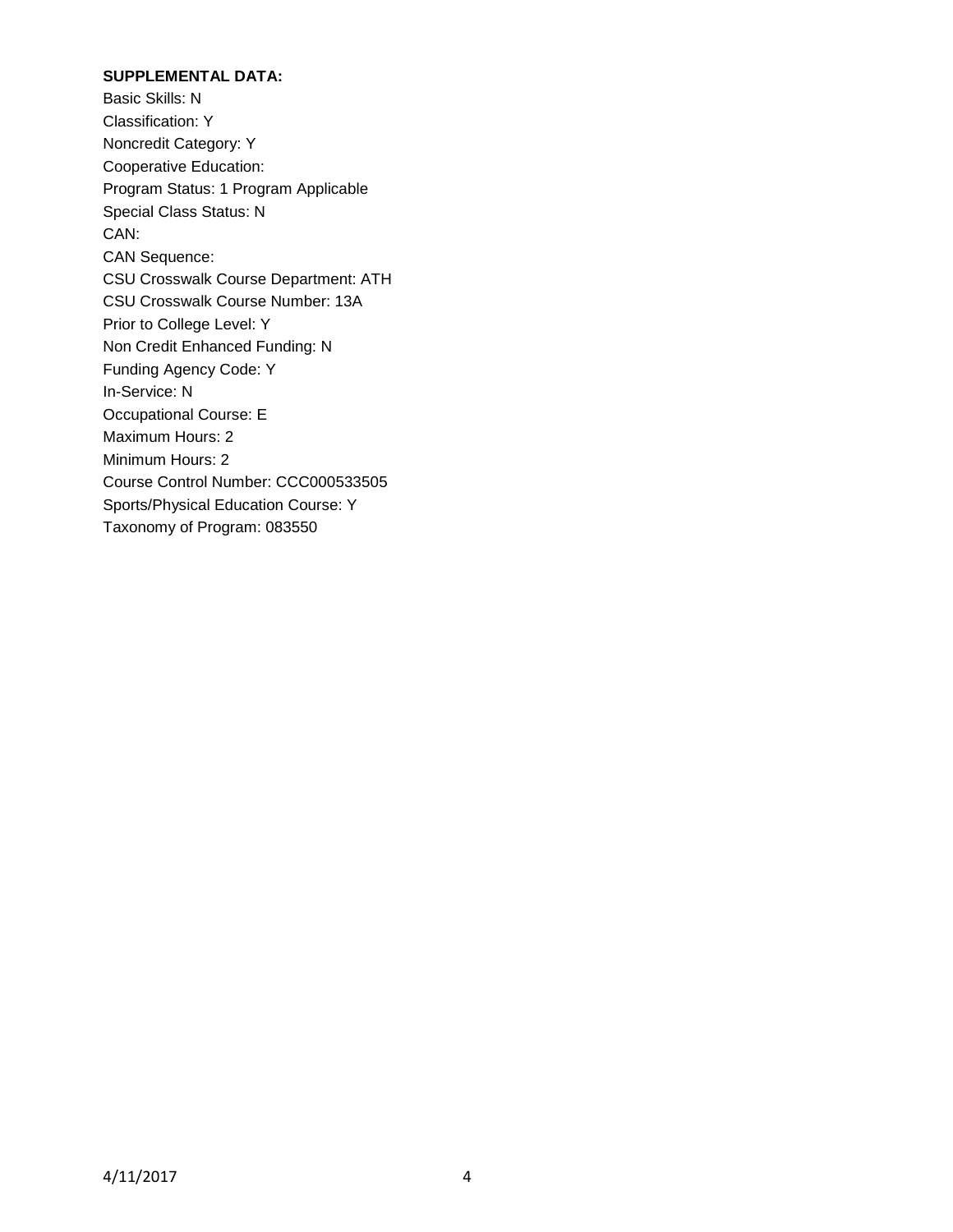**SUPPLEMENTAL DATA:**

Basic Skills: N

Classification: Y

Noncredit Category: Y

Cooperative Education:

Program Status: 1 Program Applicable

Special Class Status: N

CAN:

CAN Sequence:

CSU Crosswalk Course Department: ATH

CSU Crosswalk Course Number: 13A

Prior to College Level: Y

Non Credit Enhanced Funding: N

Funding Agency Code: Y

In-Service: N

Occupational Course: E

Maximum Hours: 2

Minimum Hours: 2

Course Control Number: CCC000533505

Sports/Physical Education Course: Y

Taxonomy of Program: 083550